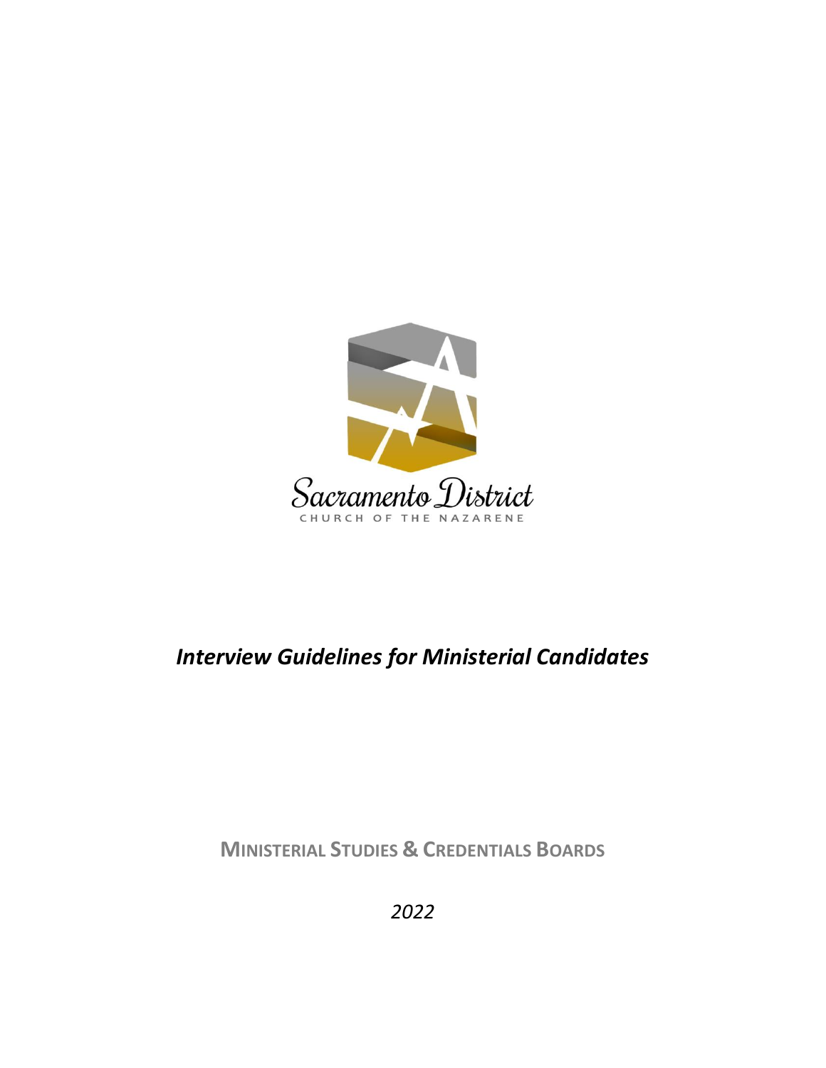Sacramento District

CHURCH OF THE NAZARENE

# *Interview Guidelines for Ministerial Candidates*

**MINISTERIAL STUDIES & CREDENTIALS BOARDS**

*2022*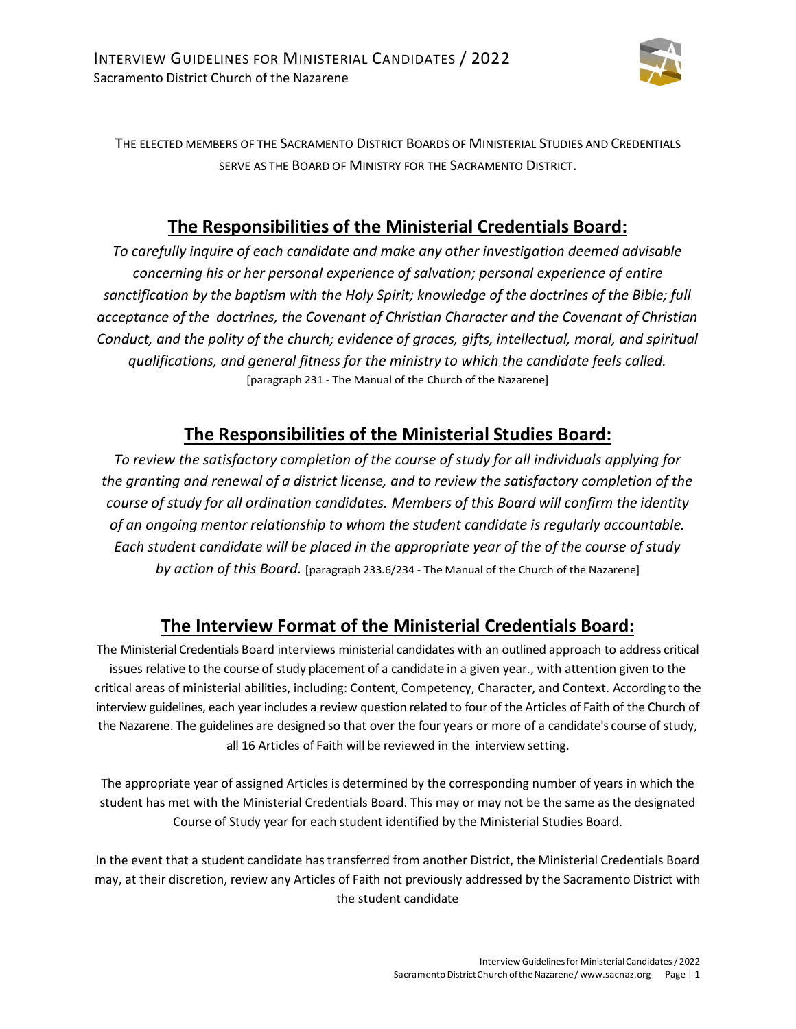The elected members of the Sacramento District Boards of Ministerial Studies and Credentials serve as the Board of Ministry for the Sacramento District.

## The Responsibilities of the Ministerial Credentials Board:

*To carefully inquire of each candidate and make any other investigation deemed advisable concerning his or her personal experience of salvation; personal experience of entire sanctification by the baptism with the Holy Spirit; knowledge of the doctrines of the Bible; full acceptance of the doctrines, the Covenant of Christian Character and the Covenant of Christian Conduct, and the polity of the church; evidence of graces, gifts, intellectual, moral, and spiritual qualifications, and general fitness for the ministry to which the candidate feels called.*
[paragraph 231 - The Manual of the Church of the Nazarene]

## The Responsibilities of the Ministerial Studies Board:

*To review the satisfactory completion of the course of study for all individuals applying for the granting and renewal of a district license, and to review the satisfactory completion of the course of study for all ordination candidates. Members of this Board will confirm the identity of an ongoing mentor relationship to whom the student candidate is regularly accountable. Each student candidate will be placed in the appropriate year of the of the course of study by action of this Board.* [paragraph 233.6/234 - The Manual of the Church of the Nazarene]

## The Interview Format of the Ministerial Credentials Board:

The Ministerial Credentials Board interviews ministerial candidates with an outlined approach to address critical issues relative to the course of study placement of a candidate in a given year., with attention given to the critical areas of ministerial abilities, including: Content, Competency, Character, and Context. According to the interview guidelines, each year includes a review question related to four of the Articles of Faith of the Church of the Nazarene. The guidelines are designed so that over the four years or more of a candidate's course of study, all 16 Articles of Faith will be reviewed in the interview setting.

The appropriate year of assigned Articles is determined by the corresponding number of years in which the student has met with the Ministerial Credentials Board. This may or may not be the same as the designated Course of Study year for each student identified by the Ministerial Studies Board.

In the event that a student candidate has transferred from another District, the Ministerial Credentials Board may, at their discretion, review any Articles of Faith not previously addressed by the Sacramento District with the student candidate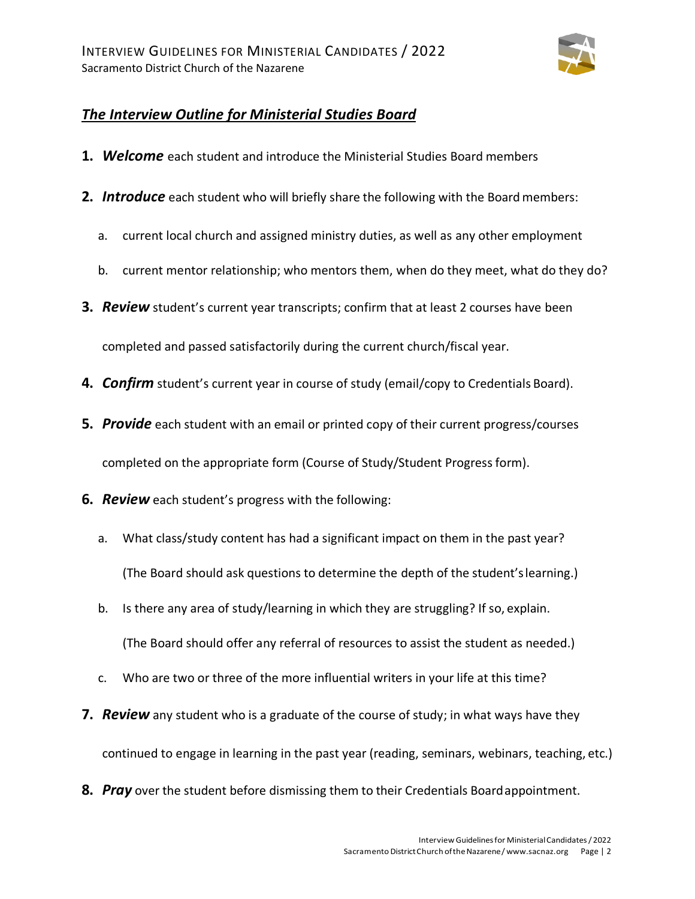## ***The Interview Outline for Ministerial Studies Board***

1. ***Welcome*** each student and introduce the Ministerial Studies Board members

2. ***Introduce*** each student who will briefly share the following with the Board members:

   a. current local church and assigned ministry duties, as well as any other employment

   b. current mentor relationship; who mentors them, when do they meet, what do they do?

3. ***Review*** student's current year transcripts; confirm that at least 2 courses have been completed and passed satisfactorily during the current church/fiscal year.

4. ***Confirm*** student's current year in course of study (email/copy to Credentials Board).

5. ***Provide*** each student with an email or printed copy of their current progress/courses completed on the appropriate form (Course of Study/Student Progress form).

6. ***Review*** each student's progress with the following:

   a. What class/study content has had a significant impact on them in the past year? (The Board should ask questions to determine the depth of the student's learning.)

   b. Is there any area of study/learning in which they are struggling? If so, explain. (The Board should offer any referral of resources to assist the student as needed.)

   c. Who are two or three of the more influential writers in your life at this time?

7. ***Review*** any student who is a graduate of the course of study; in what ways have they continued to engage in learning in the past year (reading, seminars, webinars, teaching, etc.)

8. ***Pray*** over the student before dismissing them to their Credentials Board appointment.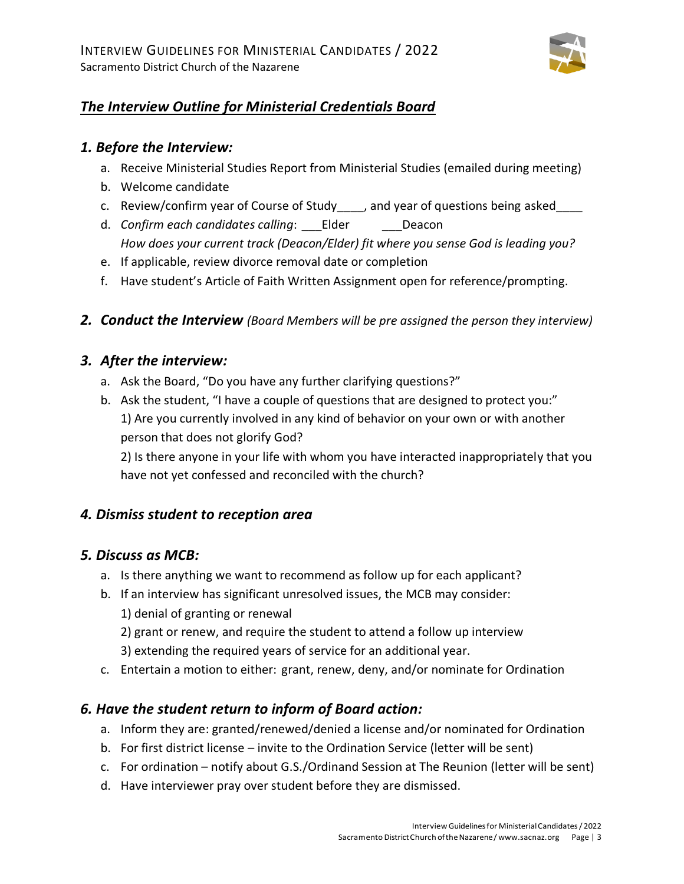## *The Interview Outline for Ministerial Credentials Board*

### *1. Before the Interview:*

a. Receive Ministerial Studies Report from Ministerial Studies (emailed during meeting)
b. Welcome candidate
c. Review/confirm year of Course of Study____, and year of questions being asked____
d. *Confirm each candidates calling*: ___Elder ___Deacon
   *How does your current track (Deacon/Elder) fit where you sense God is leading you?*
e. If applicable, review divorce removal date or completion
f. Have student's Article of Faith Written Assignment open for reference/prompting.

### *2. Conduct the Interview* *(Board Members will be pre assigned the person they interview)*

### *3. After the interview:*

a. Ask the Board, "Do you have any further clarifying questions?"
b. Ask the student, "I have a couple of questions that are designed to protect you:"
   1) Are you currently involved in any kind of behavior on your own or with another person that does not glorify God?
   2) Is there anyone in your life with whom you have interacted inappropriately that you have not yet confessed and reconciled with the church?

### *4. Dismiss student to reception area*

### *5. Discuss as MCB:*

a. Is there anything we want to recommend as follow up for each applicant?
b. If an interview has significant unresolved issues, the MCB may consider:
   1) denial of granting or renewal
   2) grant or renew, and require the student to attend a follow up interview
   3) extending the required years of service for an additional year.
c. Entertain a motion to either: grant, renew, deny, and/or nominate for Ordination

### *6. Have the student return to inform of Board action:*

a. Inform they are: granted/renewed/denied a license and/or nominated for Ordination
b. For first district license – invite to the Ordination Service (letter will be sent)
c. For ordination – notify about G.S./Ordinand Session at The Reunion (letter will be sent)
d. Have interviewer pray over student before they are dismissed.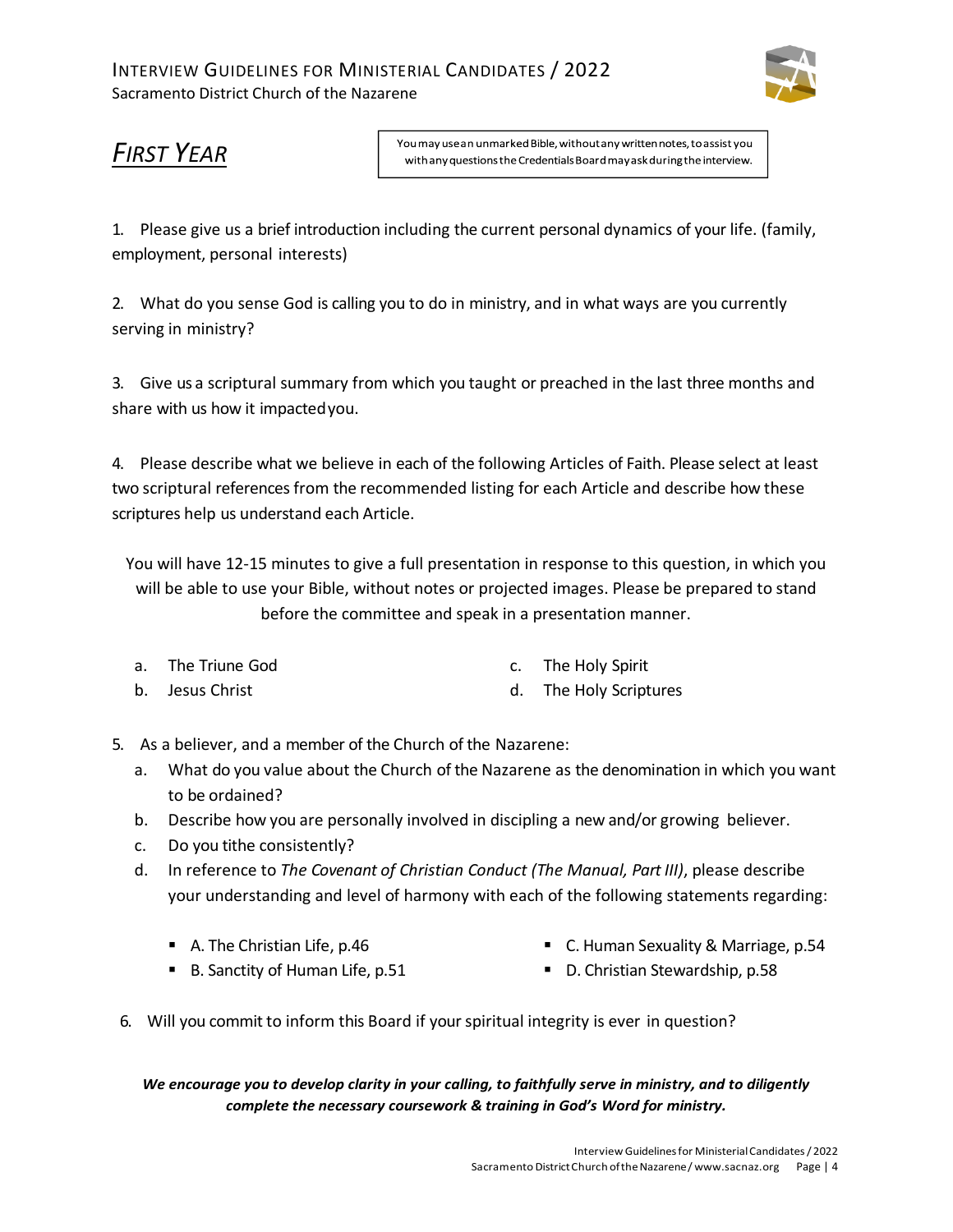## *First Year*

You may use an unmarked Bible, without any written notes, to assist you with any questions the Credentials Board may ask during the interview.

1. Please give us a brief introduction including the current personal dynamics of your life. (family, employment, personal interests)

2. What do you sense God is calling you to do in ministry, and in what ways are you currently serving in ministry?

3. Give us a scriptural summary from which you taught or preached in the last three months and share with us how it impacted you.

4. Please describe what we believe in each of the following Articles of Faith. Please select at least two scriptural references from the recommended listing for each Article and describe how these scriptures help us understand each Article.

   You will have 12-15 minutes to give a full presentation in response to this question, in which you will be able to use your Bible, without notes or projected images. Please be prepared to stand before the committee and speak in a presentation manner.

   a. The Triune God
   b. Jesus Christ
   c. The Holy Spirit
   d. The Holy Scriptures

5. As a believer, and a member of the Church of the Nazarene:
   a. What do you value about the Church of the Nazarene as the denomination in which you want to be ordained?
   b. Describe how you are personally involved in discipling a new and/or growing believer.
   c. Do you tithe consistently?
   d. In reference to *The Covenant of Christian Conduct (The Manual, Part III)*, please describe your understanding and level of harmony with each of the following statements regarding:
      - A. The Christian Life, p.46
      - B. Sanctity of Human Life, p.51
      - C. Human Sexuality & Marriage, p.54
      - D. Christian Stewardship, p.58

6. Will you commit to inform this Board if your spiritual integrity is ever in question?

***We encourage you to develop clarity in your calling, to faithfully serve in ministry, and to diligently complete the necessary coursework & training in God's Word for ministry.***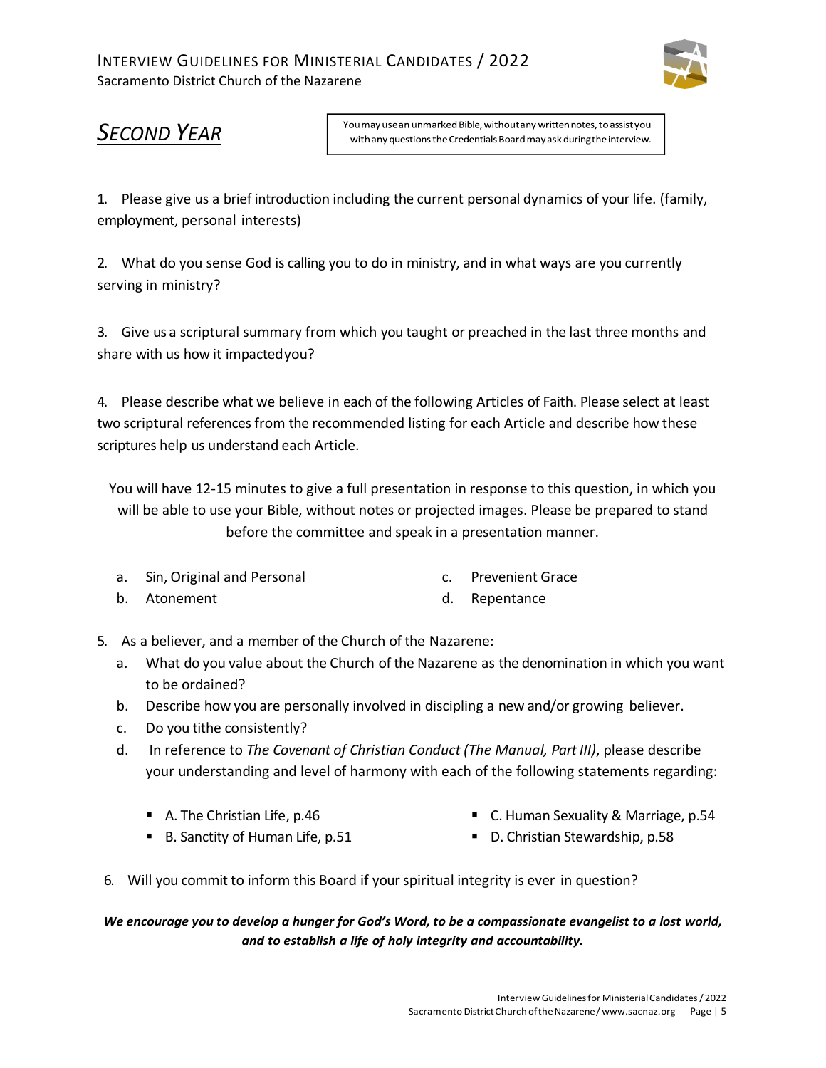## *Second Year*

> You may use an unmarked Bible, without any written notes, to assist you with any questions the Credentials Board may ask during the interview.

1. Please give us a brief introduction including the current personal dynamics of your life. (family, employment, personal interests)

2. What do you sense God is calling you to do in ministry, and in what ways are you currently serving in ministry?

3. Give us a scriptural summary from which you taught or preached in the last three months and share with us how it impacted you?

4. Please describe what we believe in each of the following Articles of Faith. Please select at least two scriptural references from the recommended listing for each Article and describe how these scriptures help us understand each Article.

   You will have 12-15 minutes to give a full presentation in response to this question, in which you will be able to use your Bible, without notes or projected images. Please be prepared to stand before the committee and speak in a presentation manner.

   a. Sin, Original and Personal
   b. Atonement
   c. Prevenient Grace
   d. Repentance

5. As a believer, and a member of the Church of the Nazarene:
   a. What do you value about the Church of the Nazarene as the denomination in which you want to be ordained?
   b. Describe how you are personally involved in discipling a new and/or growing believer.
   c. Do you tithe consistently?
   d. In reference to *The Covenant of Christian Conduct (The Manual, Part III)*, please describe your understanding and level of harmony with each of the following statements regarding:
      - A. The Christian Life, p.46
      - B. Sanctity of Human Life, p.51
      - C. Human Sexuality & Marriage, p.54
      - D. Christian Stewardship, p.58

6. Will you commit to inform this Board if your spiritual integrity is ever in question?

***We encourage you to develop a hunger for God's Word, to be a compassionate evangelist to a lost world, and to establish a life of holy integrity and accountability.***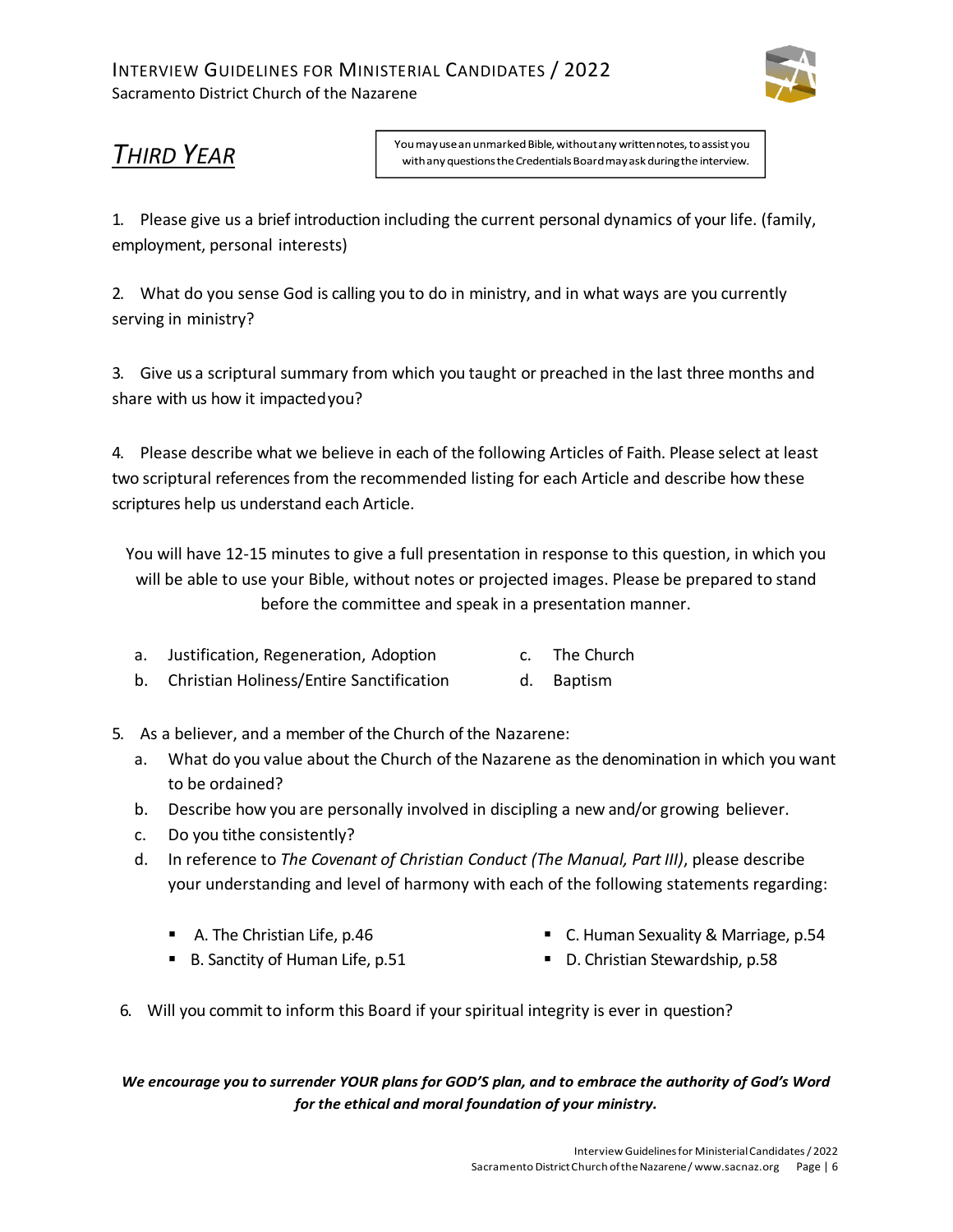# *THIRD YEAR*

You may use an unmarked Bible, without any written notes, to assist you with any questions the Credentials Board may ask during the interview.

1. Please give us a brief introduction including the current personal dynamics of your life. (family, employment, personal interests)

2. What do you sense God is calling you to do in ministry, and in what ways are you currently serving in ministry?

3. Give us a scriptural summary from which you taught or preached in the last three months and share with us how it impacted you?

4. Please describe what we believe in each of the following Articles of Faith. Please select at least two scriptural references from the recommended listing for each Article and describe how these scriptures help us understand each Article.

   You will have 12-15 minutes to give a full presentation in response to this question, in which you will be able to use your Bible, without notes or projected images. Please be prepared to stand before the committee and speak in a presentation manner.

   a. Justification, Regeneration, Adoption
   b. Christian Holiness/Entire Sanctification
   c. The Church
   d. Baptism

5. As a believer, and a member of the Church of the Nazarene:
   a. What do you value about the Church of the Nazarene as the denomination in which you want to be ordained?
   b. Describe how you are personally involved in discipling a new and/or growing believer.
   c. Do you tithe consistently?
   d. In reference to *The Covenant of Christian Conduct (The Manual, Part III)*, please describe your understanding and level of harmony with each of the following statements regarding:
      - A. The Christian Life, p.46
      - B. Sanctity of Human Life, p.51
      - C. Human Sexuality & Marriage, p.54
      - D. Christian Stewardship, p.58

6. Will you commit to inform this Board if your spiritual integrity is ever in question?

***We encourage you to surrender YOUR plans for GOD'S plan, and to embrace the authority of God's Word for the ethical and moral foundation of your ministry.***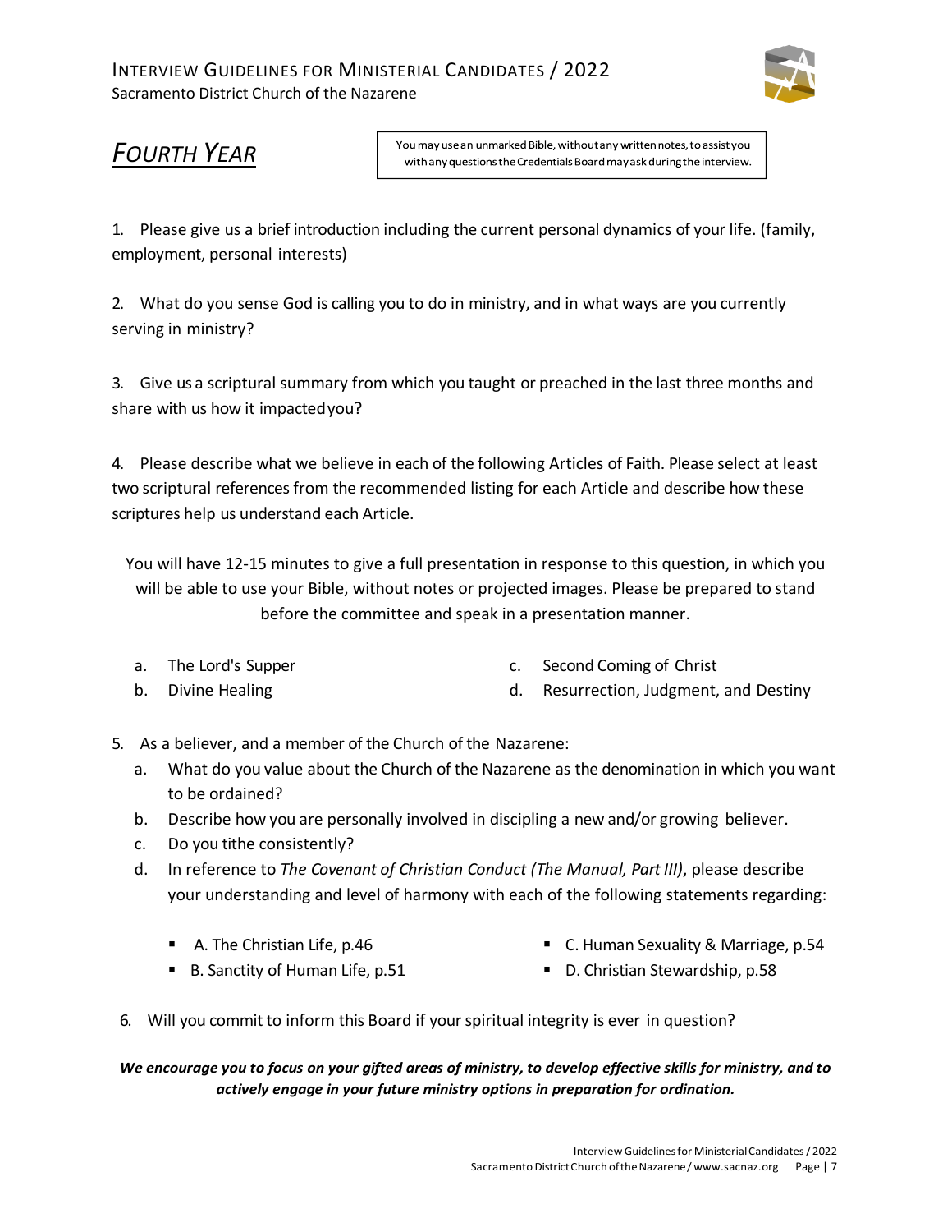# *FOURTH YEAR*

You may use an unmarked Bible, without any written notes, to assist you with any questions the Credentials Board may ask during the interview.

1. Please give us a brief introduction including the current personal dynamics of your life. (family, employment, personal interests)

2. What do you sense God is calling you to do in ministry, and in what ways are you currently serving in ministry?

3. Give us a scriptural summary from which you taught or preached in the last three months and share with us how it impacted you?

4. Please describe what we believe in each of the following Articles of Faith. Please select at least two scriptural references from the recommended listing for each Article and describe how these scriptures help us understand each Article.

   You will have 12-15 minutes to give a full presentation in response to this question, in which you will be able to use your Bible, without notes or projected images. Please be prepared to stand before the committee and speak in a presentation manner.

   a. The Lord's Supper
   b. Divine Healing
   c. Second Coming of Christ
   d. Resurrection, Judgment, and Destiny

5. As a believer, and a member of the Church of the Nazarene:
   a. What do you value about the Church of the Nazarene as the denomination in which you want to be ordained?
   b. Describe how you are personally involved in discipling a new and/or growing believer.
   c. Do you tithe consistently?
   d. In reference to *The Covenant of Christian Conduct (The Manual, Part III)*, please describe your understanding and level of harmony with each of the following statements regarding:
      - A. The Christian Life, p.46
      - B. Sanctity of Human Life, p.51
      - C. Human Sexuality & Marriage, p.54
      - D. Christian Stewardship, p.58

6. Will you commit to inform this Board if your spiritual integrity is ever in question?

***We encourage you to focus on your gifted areas of ministry, to develop effective skills for ministry, and to actively engage in your future ministry options in preparation for ordination.***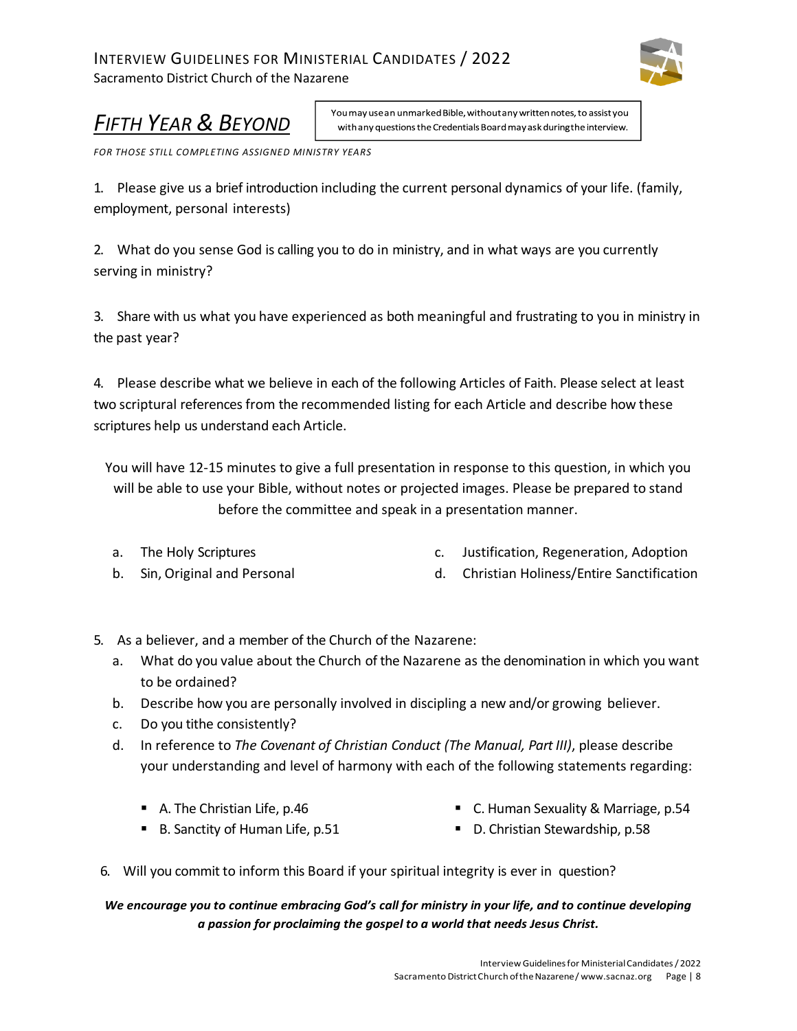## *FIFTH YEAR & BEYOND*

You may use an unmarked Bible, without any written notes, to assist you with any questions the Credentials Board may ask during the interview.

*FOR THOSE STILL COMPLETING ASSIGNED MINISTRY YEARS*

1. Please give us a brief introduction including the current personal dynamics of your life. (family, employment, personal interests)

2. What do you sense God is calling you to do in ministry, and in what ways are you currently serving in ministry?

3. Share with us what you have experienced as both meaningful and frustrating to you in ministry in the past year?

4. Please describe what we believe in each of the following Articles of Faith. Please select at least two scriptural references from the recommended listing for each Article and describe how these scriptures help us understand each Article.

   You will have 12-15 minutes to give a full presentation in response to this question, in which you will be able to use your Bible, without notes or projected images. Please be prepared to stand before the committee and speak in a presentation manner.

   a. The Holy Scriptures
   b. Sin, Original and Personal
   c. Justification, Regeneration, Adoption
   d. Christian Holiness/Entire Sanctification

5. As a believer, and a member of the Church of the Nazarene:
   a. What do you value about the Church of the Nazarene as the denomination in which you want to be ordained?
   b. Describe how you are personally involved in discipling a new and/or growing believer.
   c. Do you tithe consistently?
   d. In reference to *The Covenant of Christian Conduct (The Manual, Part III)*, please describe your understanding and level of harmony with each of the following statements regarding:
      - A. The Christian Life, p.46
      - B. Sanctity of Human Life, p.51
      - C. Human Sexuality & Marriage, p.54
      - D. Christian Stewardship, p.58

6. Will you commit to inform this Board if your spiritual integrity is ever in question?

***We encourage you to continue embracing God's call for ministry in your life, and to continue developing a passion for proclaiming the gospel to a world that needs Jesus Christ.***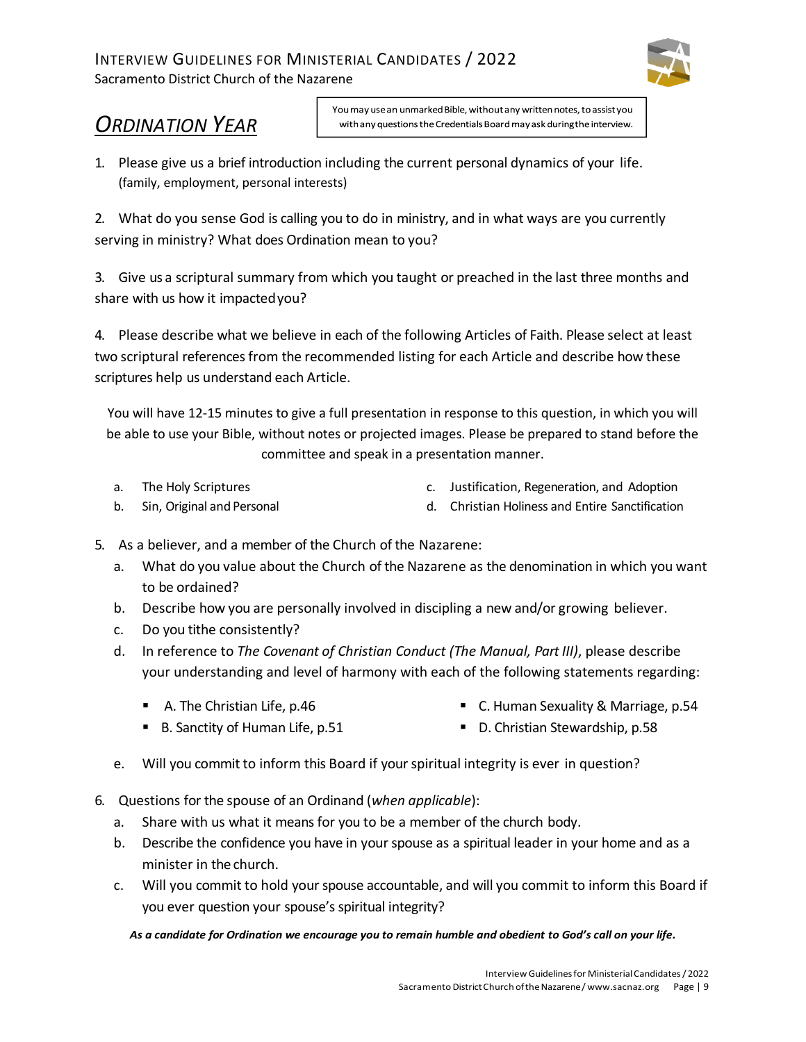## *ORDINATION YEAR*

You may use an unmarked Bible, without any written notes, to assist you with any questions the Credentials Board may ask during the interview.

1. Please give us a brief introduction including the current personal dynamics of your life. (family, employment, personal interests)

2. What do you sense God is calling you to do in ministry, and in what ways are you currently serving in ministry? What does Ordination mean to you?

3. Give us a scriptural summary from which you taught or preached in the last three months and share with us how it impacted you?

4. Please describe what we believe in each of the following Articles of Faith. Please select at least two scriptural references from the recommended listing for each Article and describe how these scriptures help us understand each Article.

   You will have 12-15 minutes to give a full presentation in response to this question, in which you will be able to use your Bible, without notes or projected images. Please be prepared to stand before the committee and speak in a presentation manner.

   a. The Holy Scriptures
   b. Sin, Original and Personal
   c. Justification, Regeneration, and Adoption
   d. Christian Holiness and Entire Sanctification

5. As a believer, and a member of the Church of the Nazarene:
   a. What do you value about the Church of the Nazarene as the denomination in which you want to be ordained?
   b. Describe how you are personally involved in discipling a new and/or growing believer.
   c. Do you tithe consistently?
   d. In reference to *The Covenant of Christian Conduct (The Manual, Part III)*, please describe your understanding and level of harmony with each of the following statements regarding:
      - A. The Christian Life, p.46
      - B. Sanctity of Human Life, p.51
      - C. Human Sexuality & Marriage, p.54
      - D. Christian Stewardship, p.58
   e. Will you commit to inform this Board if your spiritual integrity is ever in question?

6. Questions for the spouse of an Ordinand (*when applicable*):
   a. Share with us what it means for you to be a member of the church body.
   b. Describe the confidence you have in your spouse as a spiritual leader in your home and as a minister in the church.
   c. Will you commit to hold your spouse accountable, and will you commit to inform this Board if you ever question your spouse's spiritual integrity?

***As a candidate for Ordination we encourage you to remain humble and obedient to God's call on your life.***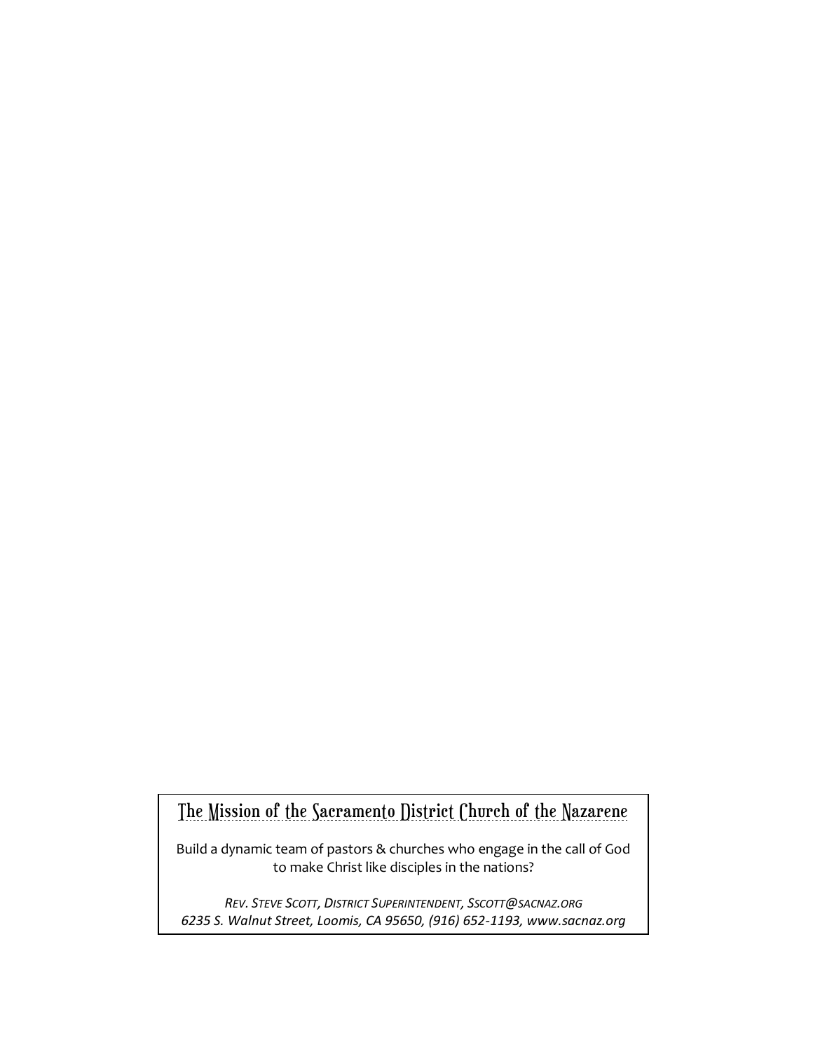## The Mission of the Sacramento District Church of the Nazarene

Build a dynamic team of pastors & churches who engage in the call of God to make Christ like disciples in the nations?

*REV. STEVE SCOTT, DISTRICT SUPERINTENDENT, SSCOTT@SACNAZ.ORG*
*6235 S. Walnut Street, Loomis, CA 95650, (916) 652-1193, www.sacnaz.org*